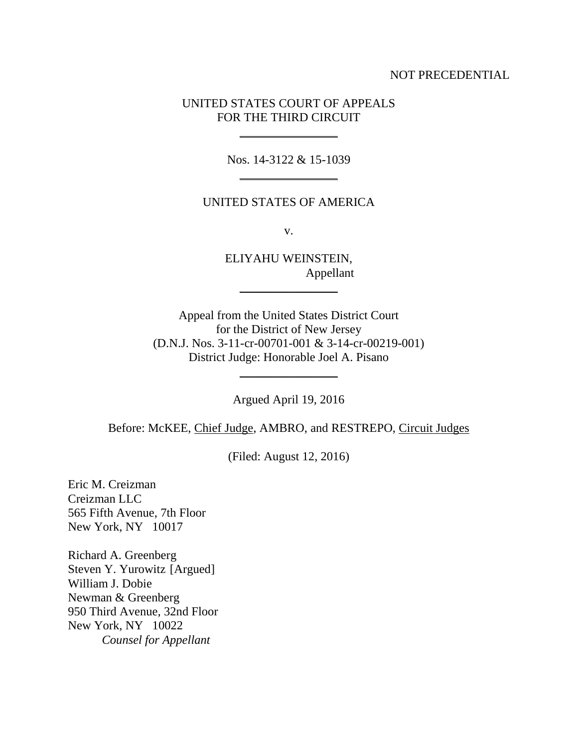NOT PRECEDENTIAL

UNITED STATES COURT OF APPEALS
FOR THE THIRD CIRCUIT

---

Nos. 14-3122 & 15-1039

---

UNITED STATES OF AMERICA

v.

ELIYAHU WEINSTEIN,
Appellant

---

Appeal from the United States District Court
for the District of New Jersey
(D.N.J. Nos. 3-11-cr-00701-001 & 3-14-cr-00219-001)
District Judge: Honorable Joel A. Pisano

---

Argued April 19, 2016

Before: McKEE, Chief Judge, AMBRO, and RESTREPO, Circuit Judges

(Filed: August 12, 2016)

Eric M. Creizman
Creizman LLC
565 Fifth Avenue, 7th Floor
New York, NY 10017

Richard A. Greenberg
Steven Y. Yurowitz [Argued]
William J. Dobie
Newman & Greenberg
950 Third Avenue, 32nd Floor
New York, NY 10022
*Counsel for Appellant*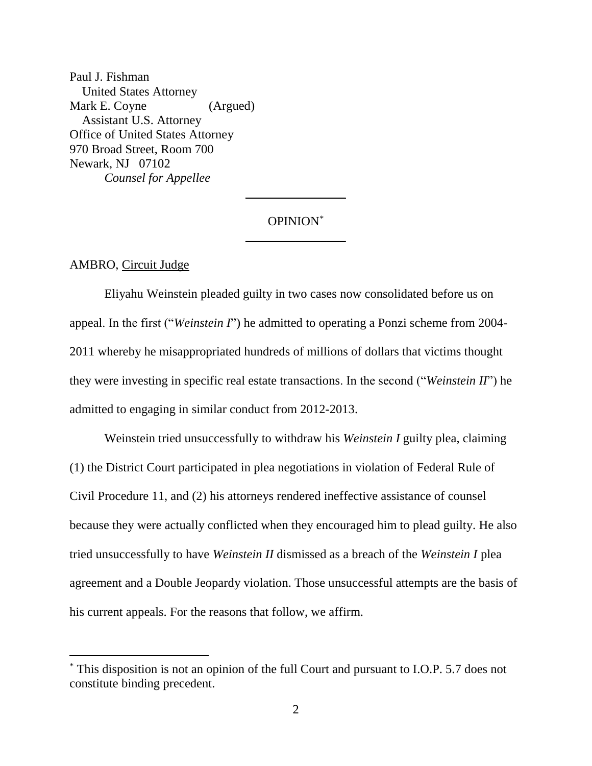Paul J. Fishman
United States Attorney
Mark E. Coyne (Argued)
Assistant U.S. Attorney
Office of United States Attorney
970 Broad Street, Room 700
Newark, NJ 07102
*Counsel for Appellee*

---

OPINION[*]

---

AMBRO, Circuit Judge

Eliyahu Weinstein pleaded guilty in two cases now consolidated before us on appeal. In the first ("*Weinstein I*") he admitted to operating a Ponzi scheme from 2004-2011 whereby he misappropriated hundreds of millions of dollars that victims thought they were investing in specific real estate transactions. In the second ("*Weinstein II*") he admitted to engaging in similar conduct from 2012-2013.

Weinstein tried unsuccessfully to withdraw his *Weinstein I* guilty plea, claiming (1) the District Court participated in plea negotiations in violation of Federal Rule of Civil Procedure 11, and (2) his attorneys rendered ineffective assistance of counsel because they were actually conflicted when they encouraged him to plead guilty. He also tried unsuccessfully to have *Weinstein II* dismissed as a breach of the *Weinstein I* plea agreement and a Double Jeopardy violation. Those unsuccessful attempts are the basis of his current appeals. For the reasons that follow, we affirm.

---

[*] This disposition is not an opinion of the full Court and pursuant to I.O.P. 5.7 does not constitute binding precedent.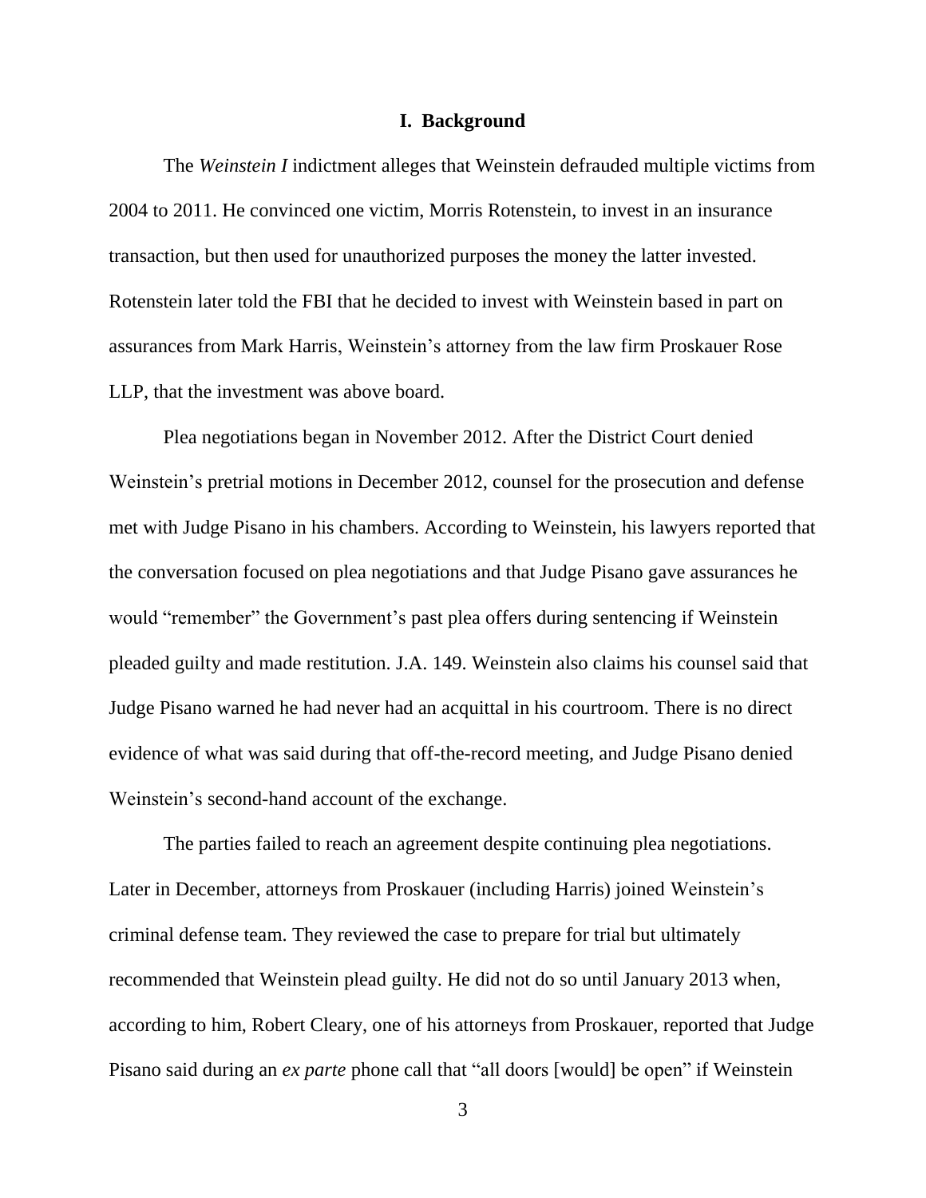## I. Background

The *Weinstein I* indictment alleges that Weinstein defrauded multiple victims from 2004 to 2011. He convinced one victim, Morris Rotenstein, to invest in an insurance transaction, but then used for unauthorized purposes the money the latter invested. Rotenstein later told the FBI that he decided to invest with Weinstein based in part on assurances from Mark Harris, Weinstein's attorney from the law firm Proskauer Rose LLP, that the investment was above board.

Plea negotiations began in November 2012. After the District Court denied Weinstein's pretrial motions in December 2012, counsel for the prosecution and defense met with Judge Pisano in his chambers. According to Weinstein, his lawyers reported that the conversation focused on plea negotiations and that Judge Pisano gave assurances he would "remember" the Government's past plea offers during sentencing if Weinstein pleaded guilty and made restitution. J.A. 149. Weinstein also claims his counsel said that Judge Pisano warned he had never had an acquittal in his courtroom. There is no direct evidence of what was said during that off-the-record meeting, and Judge Pisano denied Weinstein's second-hand account of the exchange.

The parties failed to reach an agreement despite continuing plea negotiations. Later in December, attorneys from Proskauer (including Harris) joined Weinstein's criminal defense team. They reviewed the case to prepare for trial but ultimately recommended that Weinstein plead guilty. He did not do so until January 2013 when, according to him, Robert Cleary, one of his attorneys from Proskauer, reported that Judge Pisano said during an *ex parte* phone call that "all doors [would] be open" if Weinstein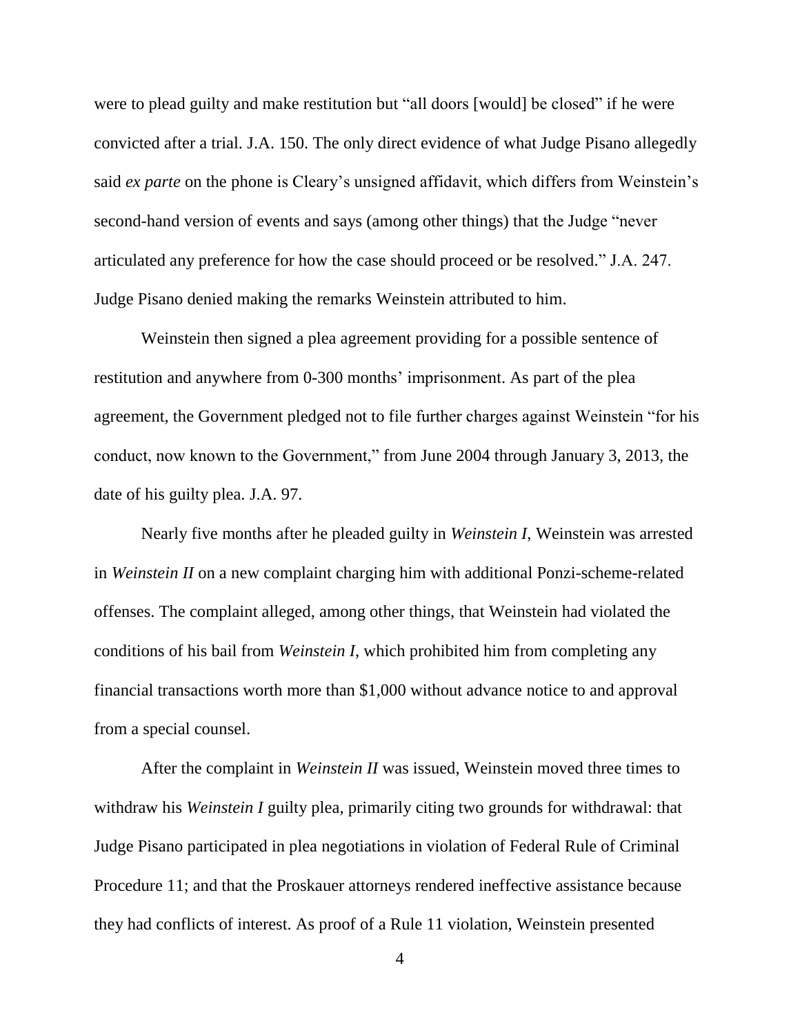were to plead guilty and make restitution but "all doors [would] be closed" if he were convicted after a trial. J.A. 150. The only direct evidence of what Judge Pisano allegedly said *ex parte* on the phone is Cleary's unsigned affidavit, which differs from Weinstein's second-hand version of events and says (among other things) that the Judge "never articulated any preference for how the case should proceed or be resolved." J.A. 247. Judge Pisano denied making the remarks Weinstein attributed to him.

Weinstein then signed a plea agreement providing for a possible sentence of restitution and anywhere from 0-300 months' imprisonment. As part of the plea agreement, the Government pledged not to file further charges against Weinstein "for his conduct, now known to the Government," from June 2004 through January 3, 2013, the date of his guilty plea. J.A. 97.

Nearly five months after he pleaded guilty in *Weinstein I*, Weinstein was arrested in *Weinstein II* on a new complaint charging him with additional Ponzi-scheme-related offenses. The complaint alleged, among other things, that Weinstein had violated the conditions of his bail from *Weinstein I*, which prohibited him from completing any financial transactions worth more than $1,000 without advance notice to and approval from a special counsel.

After the complaint in *Weinstein II* was issued, Weinstein moved three times to withdraw his *Weinstein I* guilty plea, primarily citing two grounds for withdrawal: that Judge Pisano participated in plea negotiations in violation of Federal Rule of Criminal Procedure 11; and that the Proskauer attorneys rendered ineffective assistance because they had conflicts of interest. As proof of a Rule 11 violation, Weinstein presented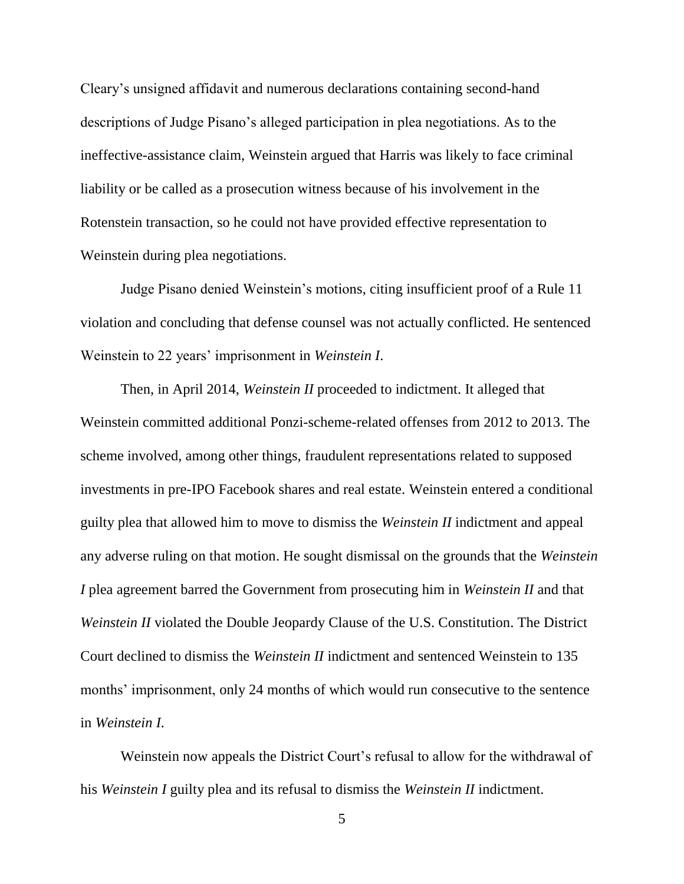Cleary's unsigned affidavit and numerous declarations containing second-hand descriptions of Judge Pisano's alleged participation in plea negotiations. As to the ineffective-assistance claim, Weinstein argued that Harris was likely to face criminal liability or be called as a prosecution witness because of his involvement in the Rotenstein transaction, so he could not have provided effective representation to Weinstein during plea negotiations.

Judge Pisano denied Weinstein's motions, citing insufficient proof of a Rule 11 violation and concluding that defense counsel was not actually conflicted. He sentenced Weinstein to 22 years' imprisonment in *Weinstein I*.

Then, in April 2014, *Weinstein II* proceeded to indictment. It alleged that Weinstein committed additional Ponzi-scheme-related offenses from 2012 to 2013. The scheme involved, among other things, fraudulent representations related to supposed investments in pre-IPO Facebook shares and real estate. Weinstein entered a conditional guilty plea that allowed him to move to dismiss the *Weinstein II* indictment and appeal any adverse ruling on that motion. He sought dismissal on the grounds that the *Weinstein I* plea agreement barred the Government from prosecuting him in *Weinstein II* and that *Weinstein II* violated the Double Jeopardy Clause of the U.S. Constitution. The District Court declined to dismiss the *Weinstein II* indictment and sentenced Weinstein to 135 months' imprisonment, only 24 months of which would run consecutive to the sentence in *Weinstein I*.

Weinstein now appeals the District Court's refusal to allow for the withdrawal of his *Weinstein I* guilty plea and its refusal to dismiss the *Weinstein II* indictment.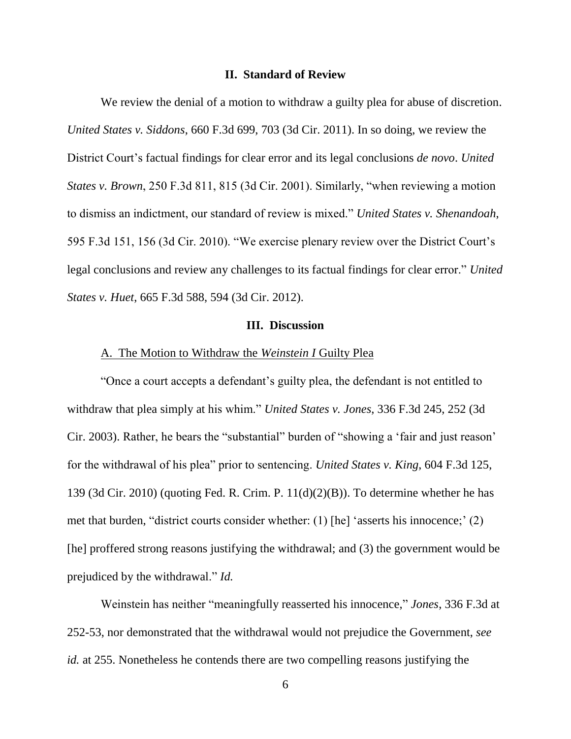## II. Standard of Review

We review the denial of a motion to withdraw a guilty plea for abuse of discretion. *United States v. Siddons*, 660 F.3d 699, 703 (3d Cir. 2011). In so doing, we review the District Court's factual findings for clear error and its legal conclusions *de novo*. *United States v. Brown*, 250 F.3d 811, 815 (3d Cir. 2001). Similarly, "when reviewing a motion to dismiss an indictment, our standard of review is mixed." *United States v. Shenandoah*, 595 F.3d 151, 156 (3d Cir. 2010). "We exercise plenary review over the District Court's legal conclusions and review any challenges to its factual findings for clear error." *United States v. Huet*, 665 F.3d 588, 594 (3d Cir. 2012).

## III. Discussion

### A. The Motion to Withdraw the *Weinstein I* Guilty Plea

"Once a court accepts a defendant's guilty plea, the defendant is not entitled to withdraw that plea simply at his whim." *United States v. Jones*, 336 F.3d 245, 252 (3d Cir. 2003). Rather, he bears the "substantial" burden of "showing a 'fair and just reason' for the withdrawal of his plea" prior to sentencing. *United States v. King*, 604 F.3d 125, 139 (3d Cir. 2010) (quoting Fed. R. Crim. P. 11(d)(2)(B)). To determine whether he has met that burden, "district courts consider whether: (1) [he] 'asserts his innocence;' (2) [he] proffered strong reasons justifying the withdrawal; and (3) the government would be prejudiced by the withdrawal." *Id.*

Weinstein has neither "meaningfully reasserted his innocence," *Jones*, 336 F.3d at 252-53, nor demonstrated that the withdrawal would not prejudice the Government, *see id.* at 255. Nonetheless he contends there are two compelling reasons justifying the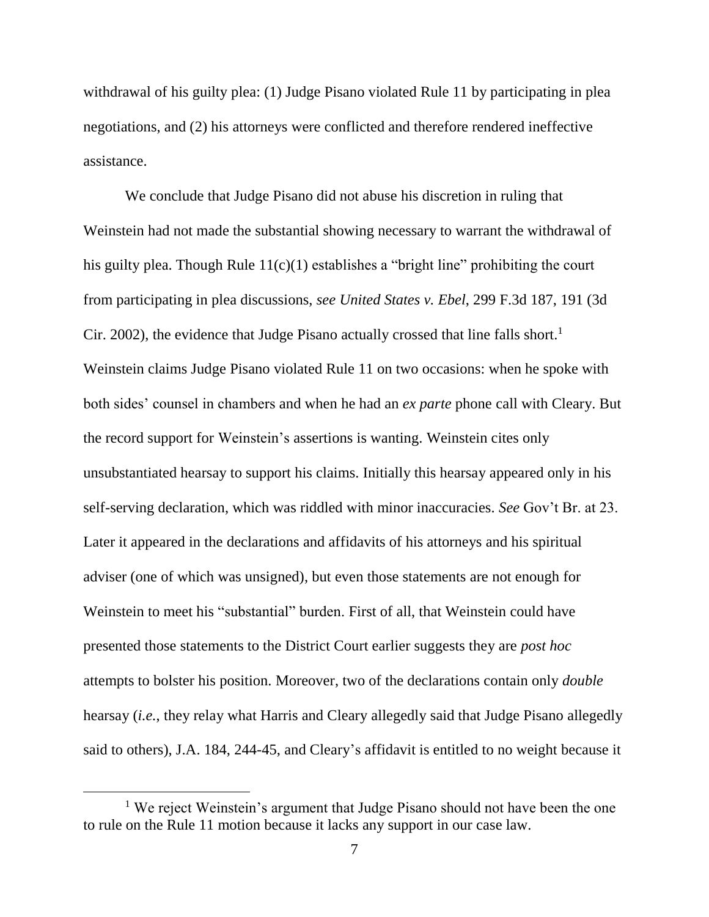withdrawal of his guilty plea: (1) Judge Pisano violated Rule 11 by participating in plea negotiations, and (2) his attorneys were conflicted and therefore rendered ineffective assistance.

We conclude that Judge Pisano did not abuse his discretion in ruling that Weinstein had not made the substantial showing necessary to warrant the withdrawal of his guilty plea. Though Rule 11(c)(1) establishes a "bright line" prohibiting the court from participating in plea discussions, *see United States v. Ebel*, 299 F.3d 187, 191 (3d Cir. 2002), the evidence that Judge Pisano actually crossed that line falls short.[1] Weinstein claims Judge Pisano violated Rule 11 on two occasions: when he spoke with both sides' counsel in chambers and when he had an *ex parte* phone call with Cleary. But the record support for Weinstein's assertions is wanting. Weinstein cites only unsubstantiated hearsay to support his claims. Initially this hearsay appeared only in his self-serving declaration, which was riddled with minor inaccuracies. *See* Gov't Br. at 23. Later it appeared in the declarations and affidavits of his attorneys and his spiritual adviser (one of which was unsigned), but even those statements are not enough for Weinstein to meet his "substantial" burden. First of all, that Weinstein could have presented those statements to the District Court earlier suggests they are *post hoc* attempts to bolster his position. Moreover, two of the declarations contain only *double* hearsay (*i.e.*, they relay what Harris and Cleary allegedly said that Judge Pisano allegedly said to others), J.A. 184, 244-45, and Cleary's affidavit is entitled to no weight because it

---

[1] We reject Weinstein's argument that Judge Pisano should not have been the one to rule on the Rule 11 motion because it lacks any support in our case law.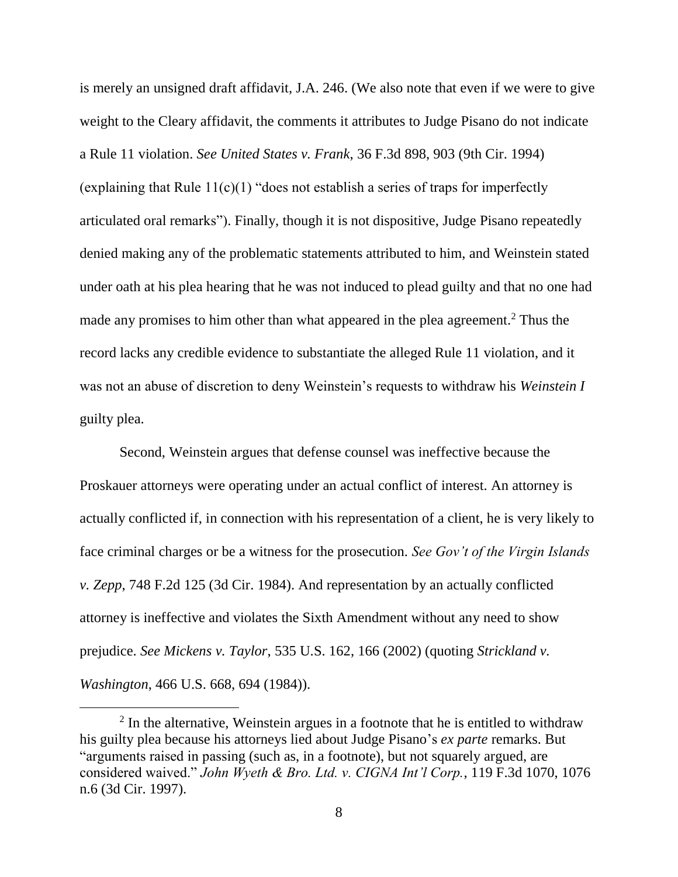is merely an unsigned draft affidavit, J.A. 246. (We also note that even if we were to give weight to the Cleary affidavit, the comments it attributes to Judge Pisano do not indicate a Rule 11 violation. *See United States v. Frank*, 36 F.3d 898, 903 (9th Cir. 1994) (explaining that Rule 11(c)(1) "does not establish a series of traps for imperfectly articulated oral remarks"). Finally, though it is not dispositive, Judge Pisano repeatedly denied making any of the problematic statements attributed to him, and Weinstein stated under oath at his plea hearing that he was not induced to plead guilty and that no one had made any promises to him other than what appeared in the plea agreement.[2] Thus the record lacks any credible evidence to substantiate the alleged Rule 11 violation, and it was not an abuse of discretion to deny Weinstein's requests to withdraw his *Weinstein I* guilty plea.

Second, Weinstein argues that defense counsel was ineffective because the Proskauer attorneys were operating under an actual conflict of interest. An attorney is actually conflicted if, in connection with his representation of a client, he is very likely to face criminal charges or be a witness for the prosecution. *See Gov't of the Virgin Islands v. Zepp*, 748 F.2d 125 (3d Cir. 1984). And representation by an actually conflicted attorney is ineffective and violates the Sixth Amendment without any need to show prejudice. *See Mickens v. Taylor*, 535 U.S. 162, 166 (2002) (quoting *Strickland v. Washington*, 466 U.S. 668, 694 (1984)).

---

[2] In the alternative, Weinstein argues in a footnote that he is entitled to withdraw his guilty plea because his attorneys lied about Judge Pisano's *ex parte* remarks. But "arguments raised in passing (such as, in a footnote), but not squarely argued, are considered waived." *John Wyeth & Bro. Ltd. v. CIGNA Int'l Corp.*, 119 F.3d 1070, 1076 n.6 (3d Cir. 1997).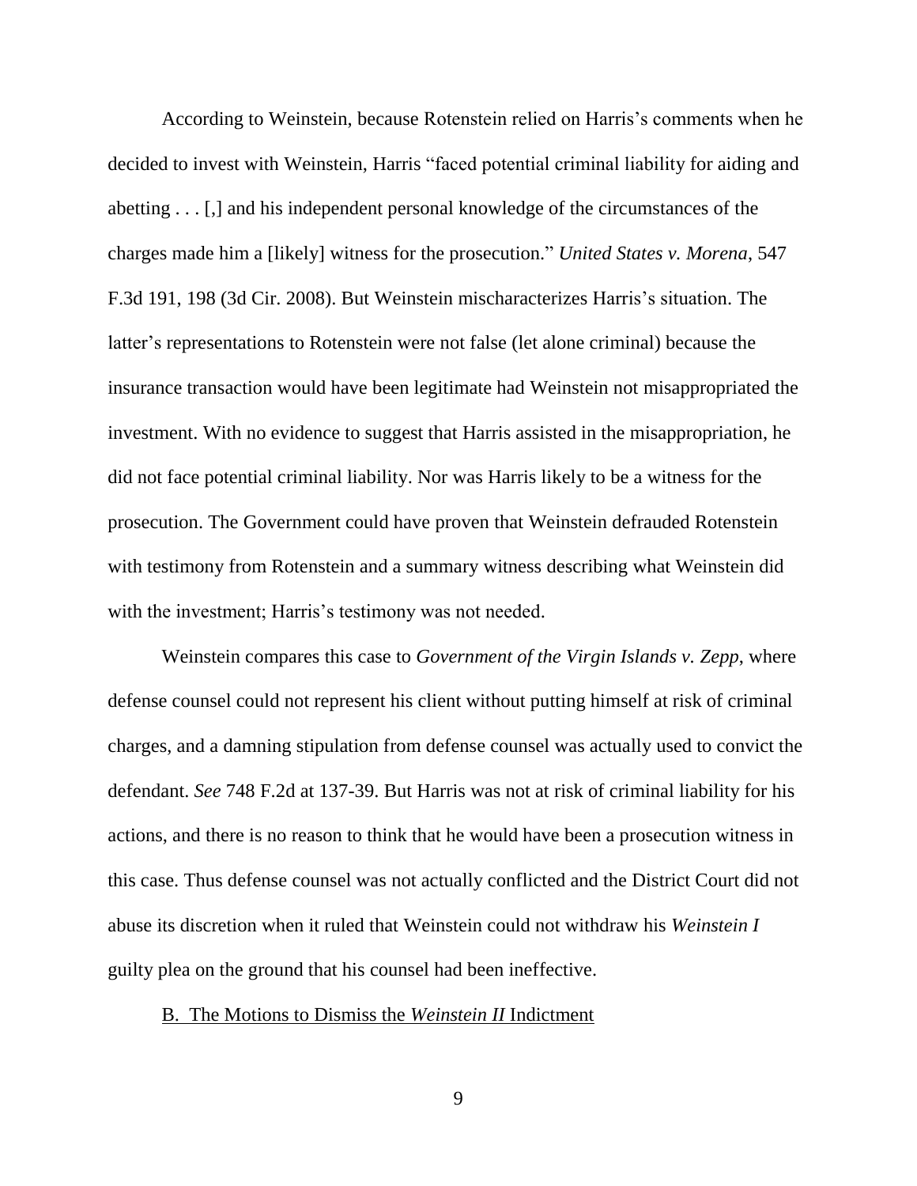According to Weinstein, because Rotenstein relied on Harris's comments when he decided to invest with Weinstein, Harris "faced potential criminal liability for aiding and abetting . . . [,] and his independent personal knowledge of the circumstances of the charges made him a [likely] witness for the prosecution." *United States v. Morena*, 547 F.3d 191, 198 (3d Cir. 2008). But Weinstein mischaracterizes Harris's situation. The latter's representations to Rotenstein were not false (let alone criminal) because the insurance transaction would have been legitimate had Weinstein not misappropriated the investment. With no evidence to suggest that Harris assisted in the misappropriation, he did not face potential criminal liability. Nor was Harris likely to be a witness for the prosecution. The Government could have proven that Weinstein defrauded Rotenstein with testimony from Rotenstein and a summary witness describing what Weinstein did with the investment; Harris's testimony was not needed.

Weinstein compares this case to *Government of the Virgin Islands v. Zepp*, where defense counsel could not represent his client without putting himself at risk of criminal charges, and a damning stipulation from defense counsel was actually used to convict the defendant. *See* 748 F.2d at 137-39. But Harris was not at risk of criminal liability for his actions, and there is no reason to think that he would have been a prosecution witness in this case. Thus defense counsel was not actually conflicted and the District Court did not abuse its discretion when it ruled that Weinstein could not withdraw his *Weinstein I* guilty plea on the ground that his counsel had been ineffective.

## B. The Motions to Dismiss the *Weinstein II* Indictment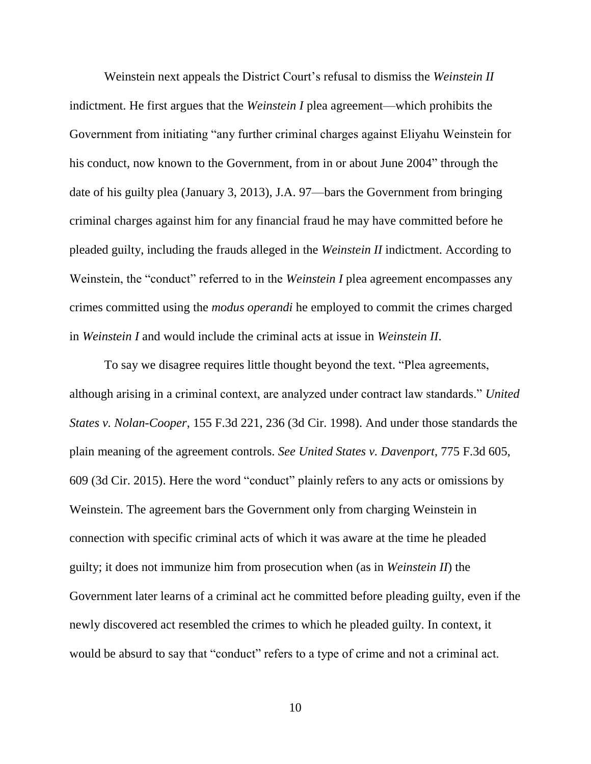Weinstein next appeals the District Court's refusal to dismiss the *Weinstein II* indictment. He first argues that the *Weinstein I* plea agreement—which prohibits the Government from initiating "any further criminal charges against Eliyahu Weinstein for his conduct, now known to the Government, from in or about June 2004" through the date of his guilty plea (January 3, 2013), J.A. 97—bars the Government from bringing criminal charges against him for any financial fraud he may have committed before he pleaded guilty, including the frauds alleged in the *Weinstein II* indictment. According to Weinstein, the "conduct" referred to in the *Weinstein I* plea agreement encompasses any crimes committed using the *modus operandi* he employed to commit the crimes charged in *Weinstein I* and would include the criminal acts at issue in *Weinstein II*.

To say we disagree requires little thought beyond the text. "Plea agreements, although arising in a criminal context, are analyzed under contract law standards." *United States v. Nolan-Cooper*, 155 F.3d 221, 236 (3d Cir. 1998). And under those standards the plain meaning of the agreement controls. *See United States v. Davenport*, 775 F.3d 605, 609 (3d Cir. 2015). Here the word "conduct" plainly refers to any acts or omissions by Weinstein. The agreement bars the Government only from charging Weinstein in connection with specific criminal acts of which it was aware at the time he pleaded guilty; it does not immunize him from prosecution when (as in *Weinstein II*) the Government later learns of a criminal act he committed before pleading guilty, even if the newly discovered act resembled the crimes to which he pleaded guilty. In context, it would be absurd to say that "conduct" refers to a type of crime and not a criminal act.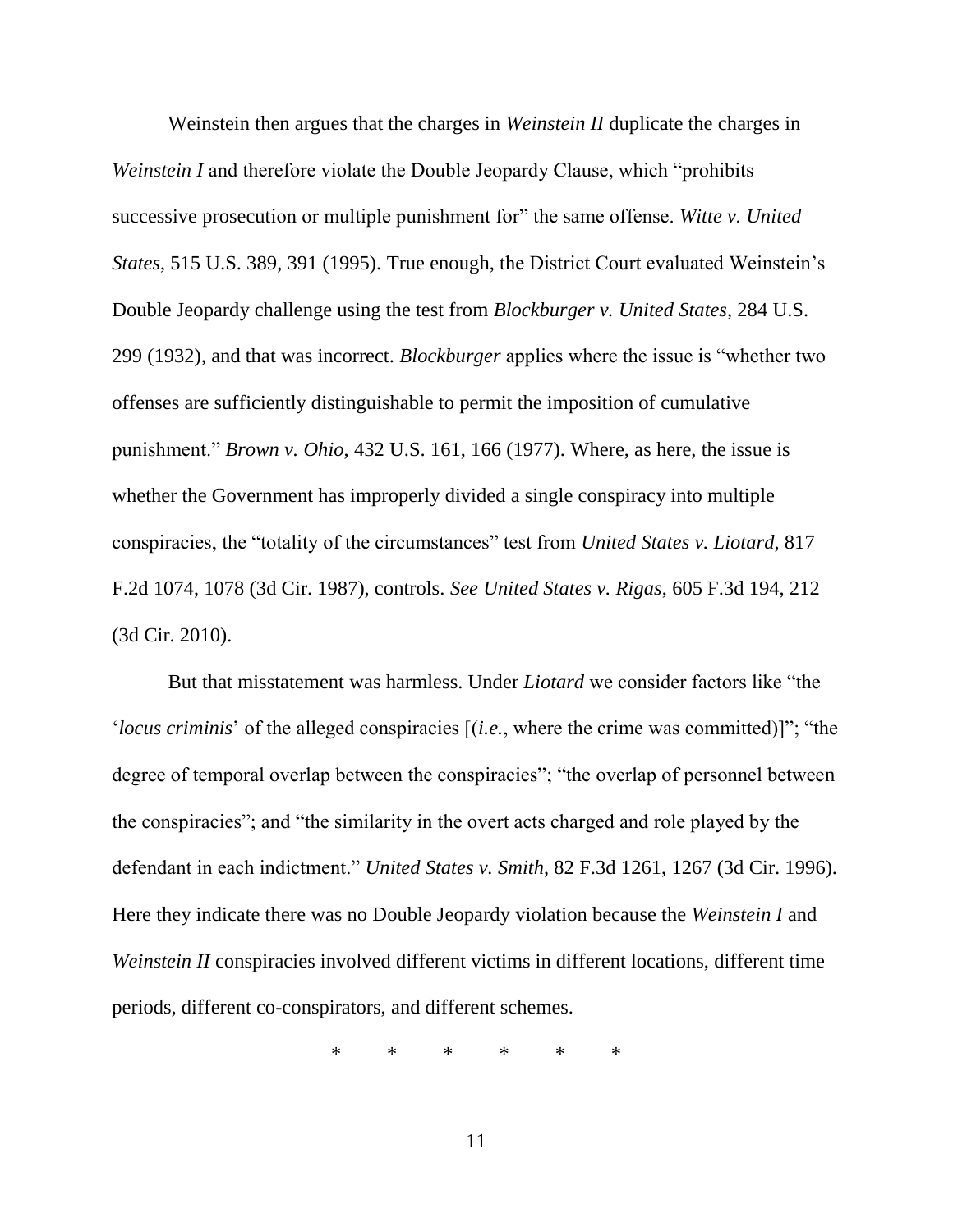Weinstein then argues that the charges in *Weinstein II* duplicate the charges in *Weinstein I* and therefore violate the Double Jeopardy Clause, which "prohibits successive prosecution or multiple punishment for" the same offense. *Witte v. United States*, 515 U.S. 389, 391 (1995). True enough, the District Court evaluated Weinstein's Double Jeopardy challenge using the test from *Blockburger v. United States*, 284 U.S. 299 (1932), and that was incorrect. *Blockburger* applies where the issue is "whether two offenses are sufficiently distinguishable to permit the imposition of cumulative punishment." *Brown v. Ohio*, 432 U.S. 161, 166 (1977). Where, as here, the issue is whether the Government has improperly divided a single conspiracy into multiple conspiracies, the "totality of the circumstances" test from *United States v. Liotard*, 817 F.2d 1074, 1078 (3d Cir. 1987), controls. *See United States v. Rigas*, 605 F.3d 194, 212 (3d Cir. 2010).

But that misstatement was harmless. Under *Liotard* we consider factors like "the '*locus criminis*' of the alleged conspiracies [(*i.e.*, where the crime was committed)]"; "the degree of temporal overlap between the conspiracies"; "the overlap of personnel between the conspiracies"; and "the similarity in the overt acts charged and role played by the defendant in each indictment." *United States v. Smith*, 82 F.3d 1261, 1267 (3d Cir. 1996). Here they indicate there was no Double Jeopardy violation because the *Weinstein I* and *Weinstein II* conspiracies involved different victims in different locations, different time periods, different co-conspirators, and different schemes.

\* \* \* \* \* \*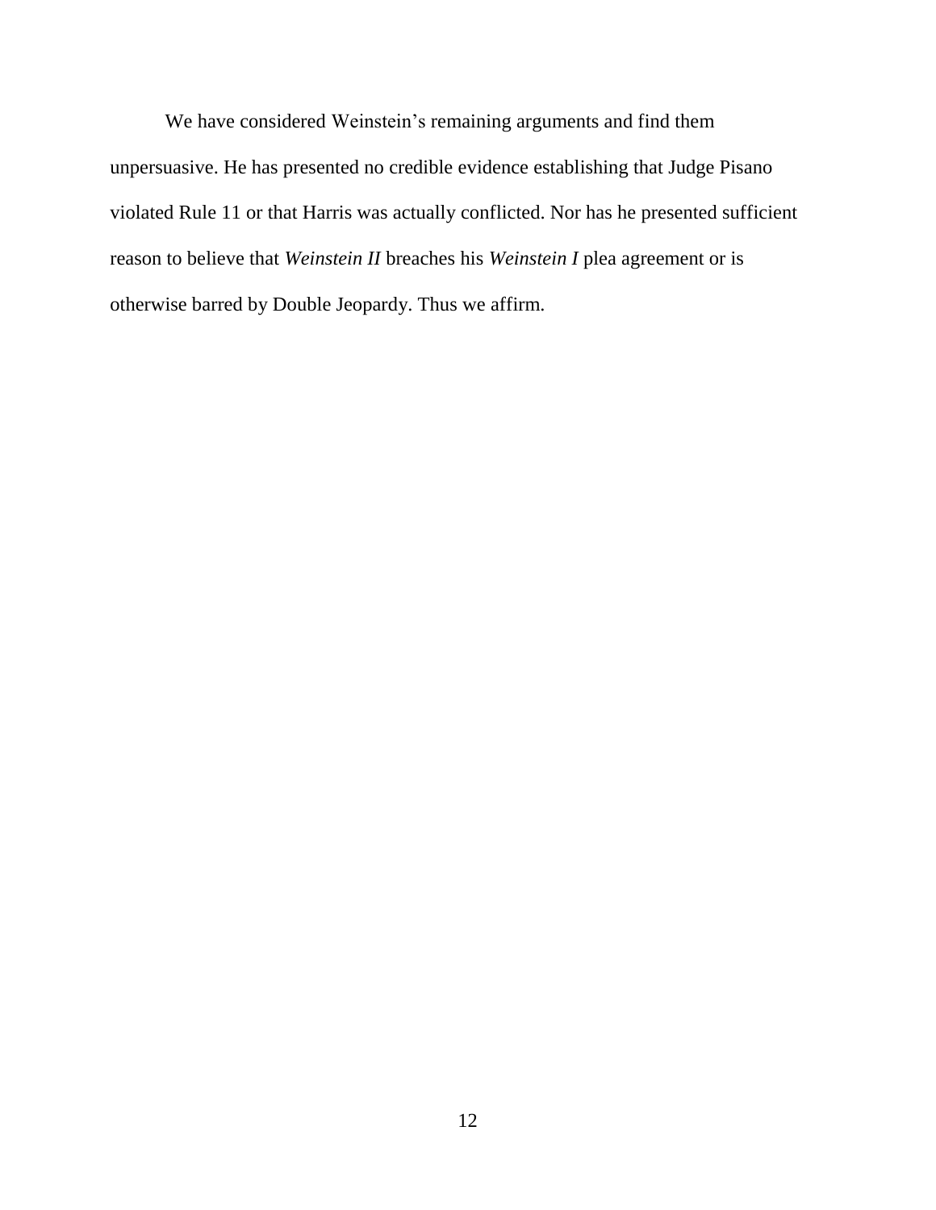We have considered Weinstein's remaining arguments and find them unpersuasive. He has presented no credible evidence establishing that Judge Pisano violated Rule 11 or that Harris was actually conflicted. Nor has he presented sufficient reason to believe that *Weinstein II* breaches his *Weinstein I* plea agreement or is otherwise barred by Double Jeopardy. Thus we affirm.